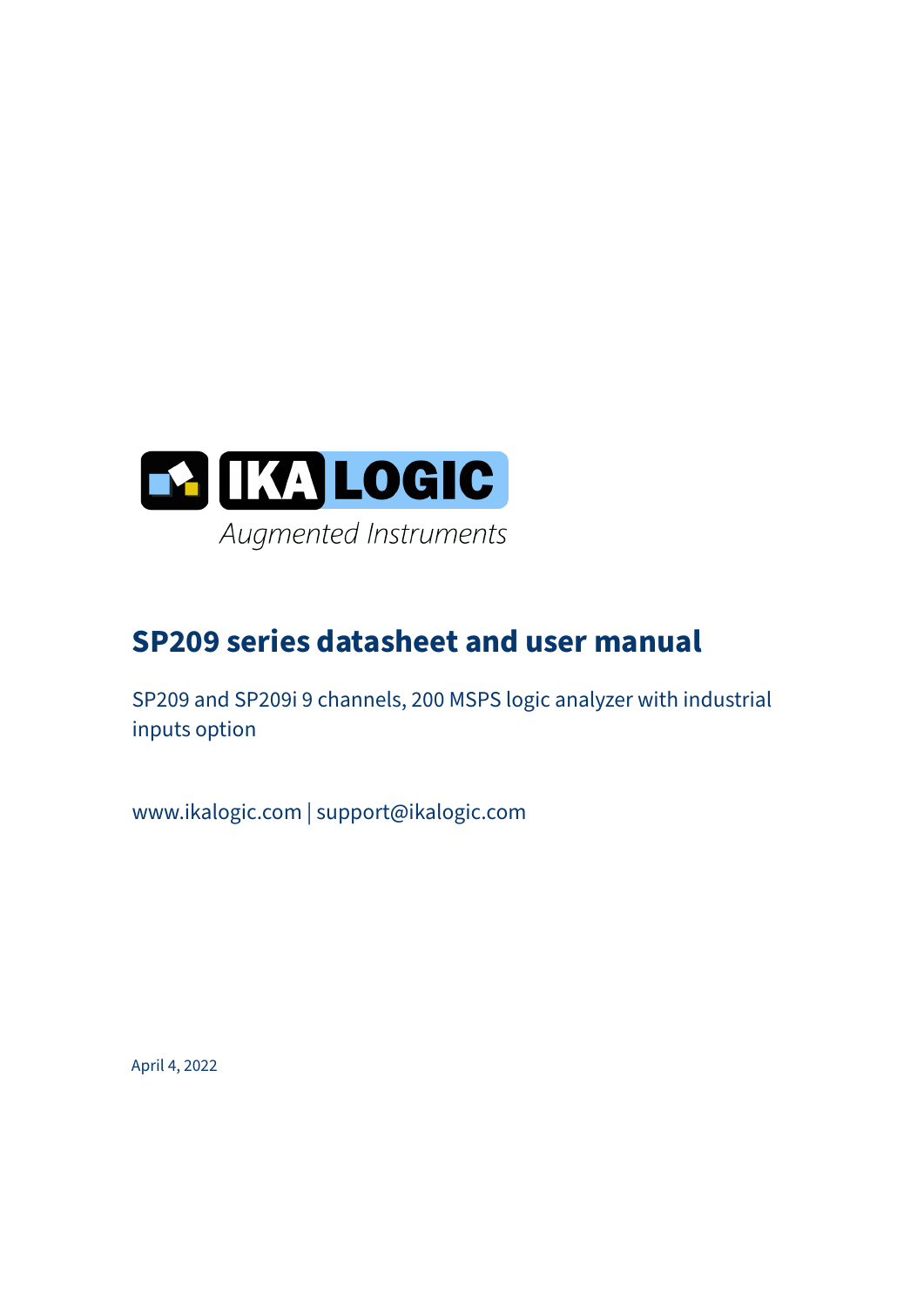IKA LOGIC

*Augmented Instruments*

# SP209 series datasheet and user manual

SP209 and SP209i 9 channels, 200 MSPS logic analyzer with industrial inputs option

www.ikalogic.com | support@ikalogic.com

April 4, 2022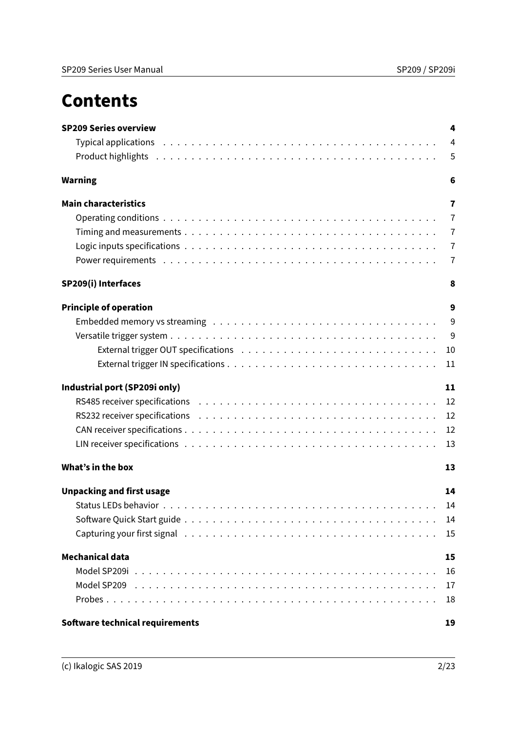# Contents

**SP209 Series overview** **4**

- Typical applications 4
- Product highlights 5

**Warning** **6**

**Main characteristics** **7**

- Operating conditions 7
- Timing and measurements 7
- Logic inputs specifications 7
- Power requirements 7

**SP209(i) Interfaces** **8**

**Principle of operation** **9**

- Embedded memory vs streaming 9
- Versatile trigger system 9
  - External trigger OUT specifications 10
  - External trigger IN specifications 11

**Industrial port (SP209i only)** **11**

- RS485 receiver specifications 12
- RS232 receiver specifications 12
- CAN receiver specifications 12
- LIN receiver specifications 13

**What's in the box** **13**

**Unpacking and first usage** **14**

- Status LEDs behavior 14
- Software Quick Start guide 14
- Capturing your first signal 15

**Mechanical data** **15**

- Model SP209i 16
- Model SP209 17
- Probes 18

**Software technical requirements** **19**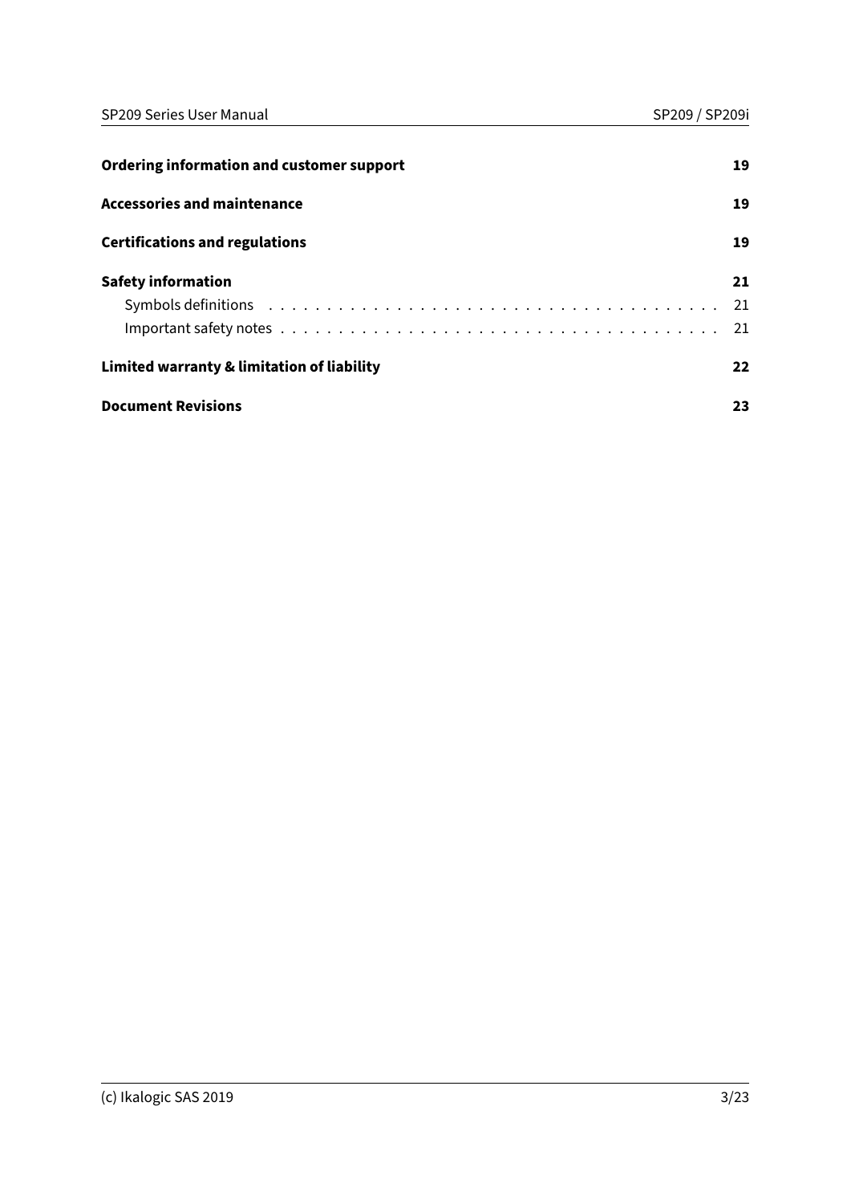**Ordering information and customer support** 19

**Accessories and maintenance** 19

**Certifications and regulations** 19

**Safety information** 21

- Symbols definitions . . . . . . . . . . . . . . . . . . . . . . . . . . . . . . . . . . . . . 21
- Important safety notes . . . . . . . . . . . . . . . . . . . . . . . . . . . . . . . . . . . . 21

**Limited warranty & limitation of liability** 22

**Document Revisions** 23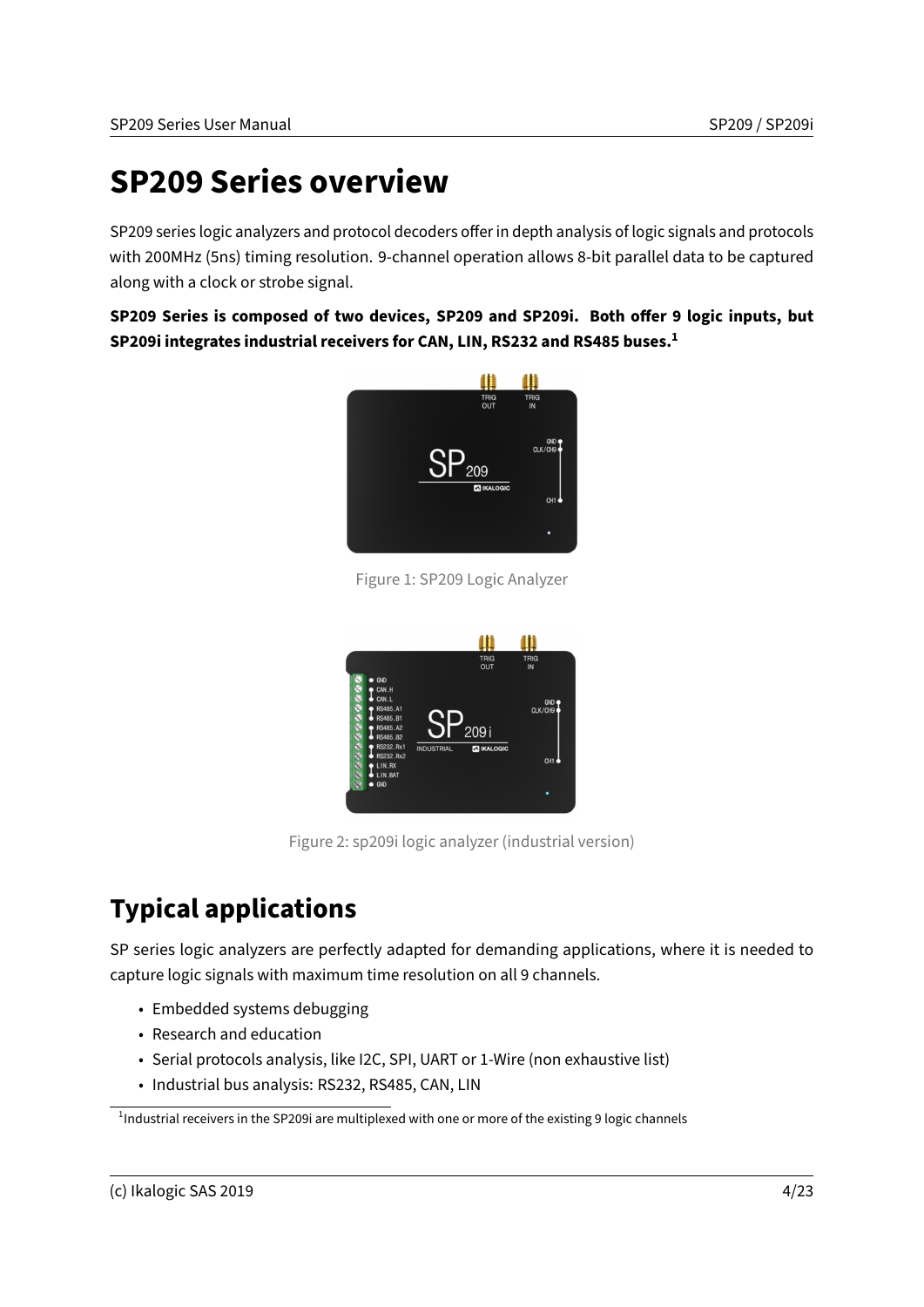# SP209 Series overview

SP209 series logic analyzers and protocol decoders offer in depth analysis of logic signals and protocols with 200MHz (5ns) timing resolution. 9-channel operation allows 8-bit parallel data to be captured along with a clock or strobe signal.

**SP209 Series is composed of two devices, SP209 and SP209i. Both offer 9 logic inputs, but SP209i integrates industrial receivers for CAN, LIN, RS232 and RS485 buses.[1]**

Figure 1: SP209 Logic Analyzer

Figure 2: sp209i logic analyzer (industrial version)

## Typical applications

SP series logic analyzers are perfectly adapted for demanding applications, where it is needed to capture logic signals with maximum time resolution on all 9 channels.

- Embedded systems debugging
- Research and education
- Serial protocols analysis, like I2C, SPI, UART or 1-Wire (non exhaustive list)
- Industrial bus analysis: RS232, RS485, CAN, LIN

[1] Industrial receivers in the SP209i are multiplexed with one or more of the existing 9 logic channels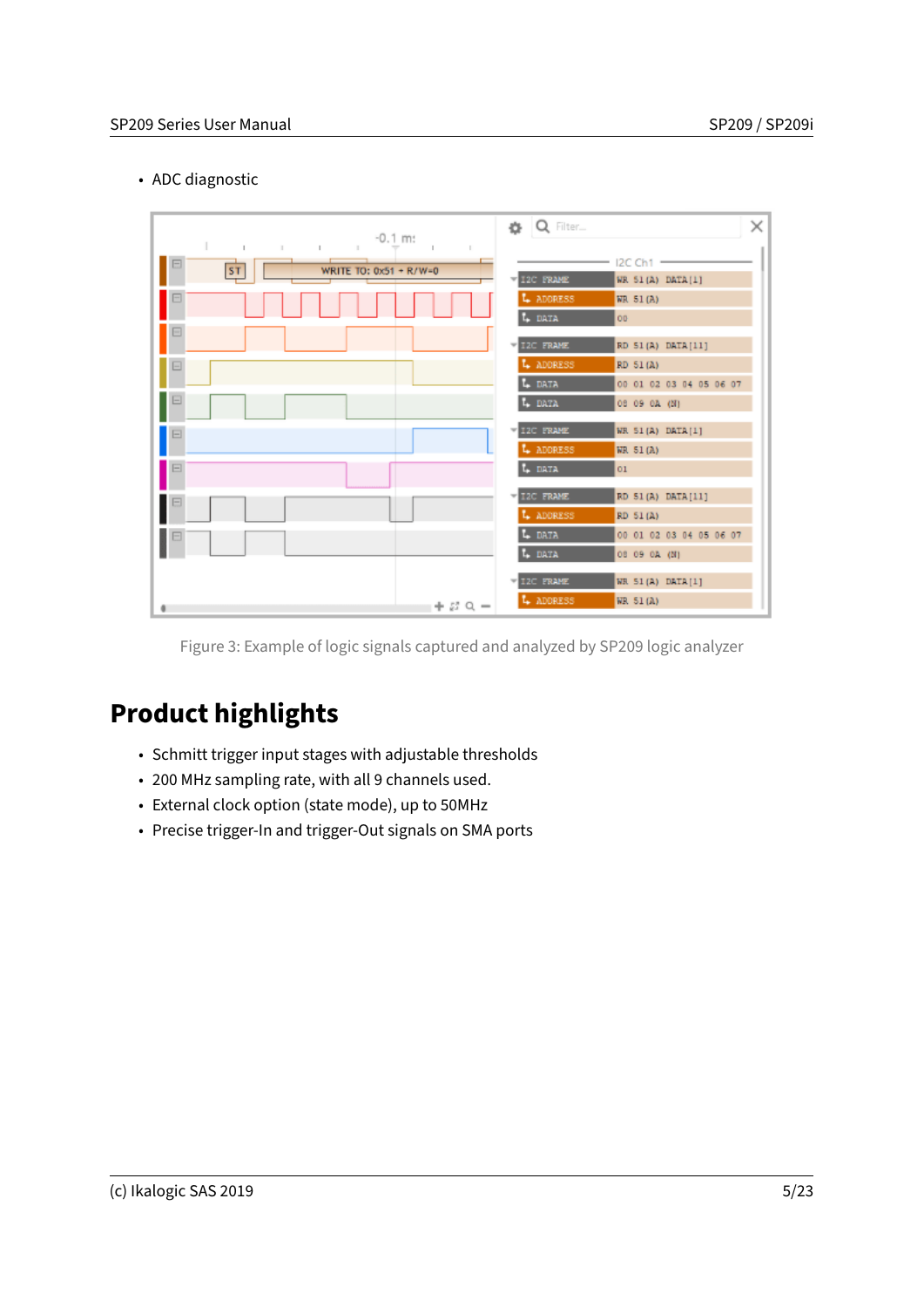- ADC diagnostic

Figure 3: Example of logic signals captured and analyzed by SP209 logic analyzer

# Product highlights

- Schmitt trigger input stages with adjustable thresholds
- 200 MHz sampling rate, with all 9 channels used.
- External clock option (state mode), up to 50MHz
- Precise trigger-In and trigger-Out signals on SMA ports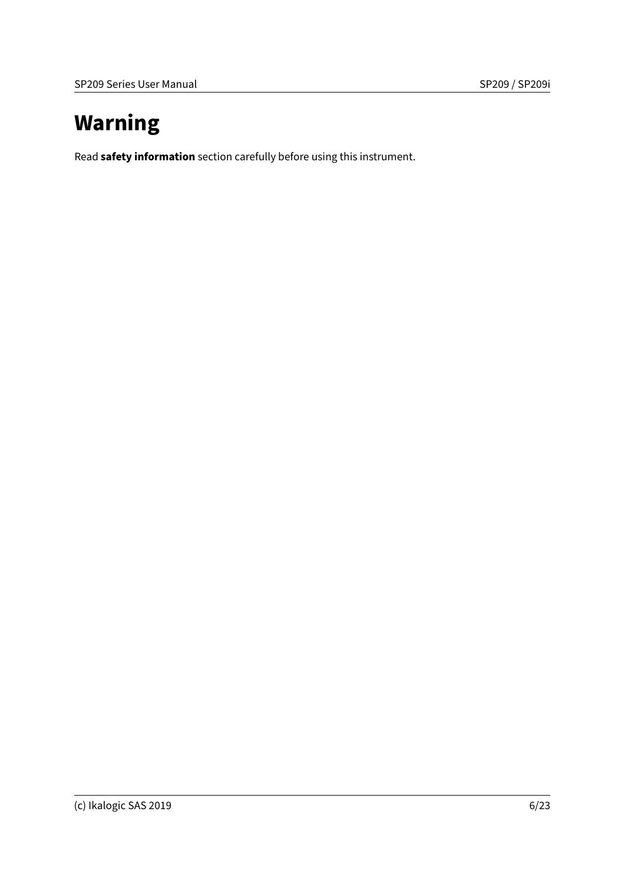# Warning

Read **safety information** section carefully before using this instrument.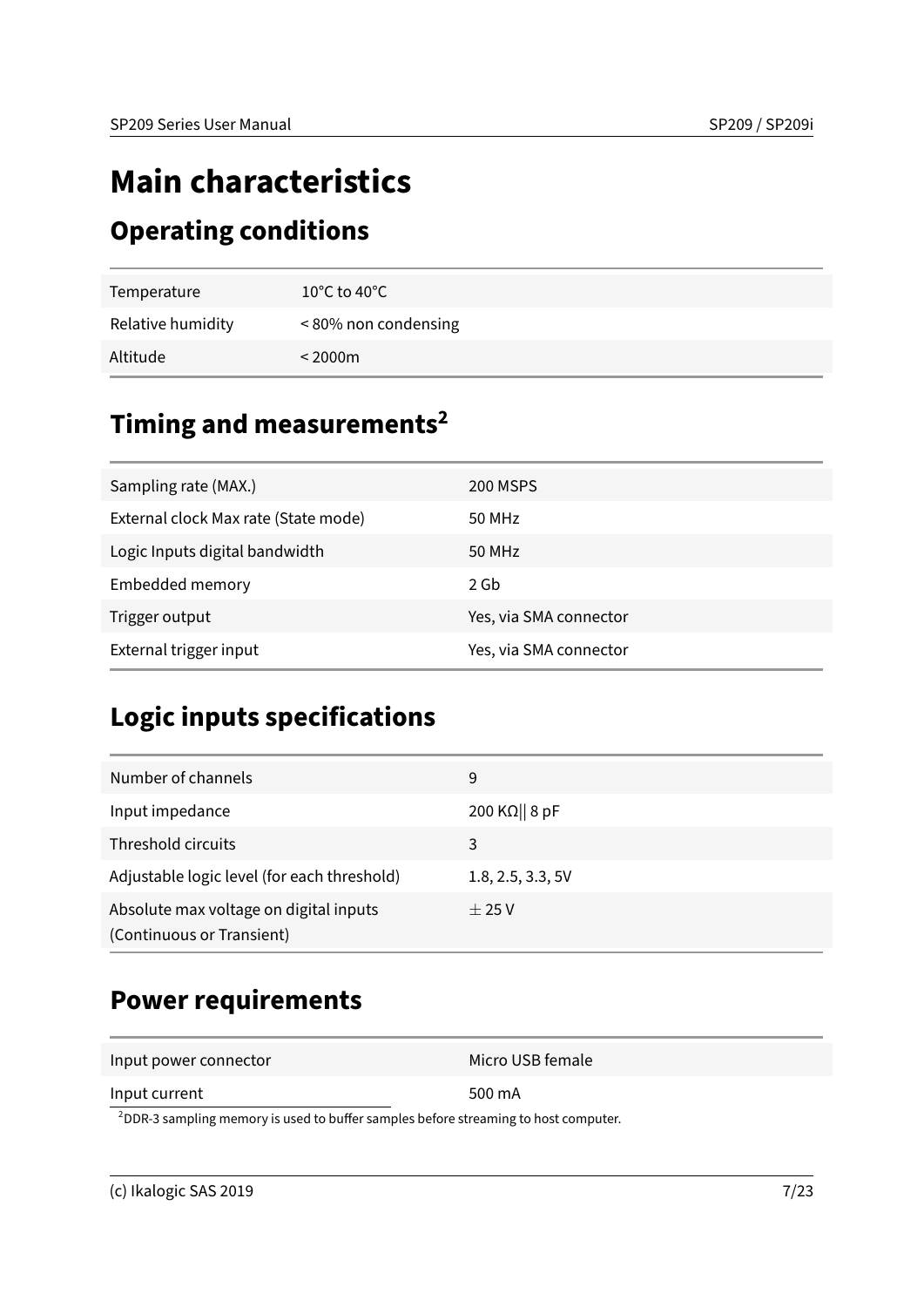# Main characteristics

## Operating conditions

| | |
|---|---|
| Temperature | 10°C to 40°C |
| Relative humidity | < 80% non condensing |
| Altitude | < 2000m |

## Timing and measurements[2]

| | |
|---|---|
| Sampling rate (MAX.) | 200 MSPS |
| External clock Max rate (State mode) | 50 MHz |
| Logic Inputs digital bandwidth | 50 MHz |
| Embedded memory | 2 Gb |
| Trigger output | Yes, via SMA connector |
| External trigger input | Yes, via SMA connector |

## Logic inputs specifications

| | |
|---|---|
| Number of channels | 9 |
| Input impedance | 200 KΩ‖ 8 pF |
| Threshold circuits | 3 |
| Adjustable logic level (for each threshold) | 1.8, 2.5, 3.3, 5V |
| Absolute max voltage on digital inputs (Continuous or Transient) | ± 25 V |

## Power requirements

| | |
|---|---|
| Input power connector | Micro USB female |
| Input current | 500 mA |

[2] DDR-3 sampling memory is used to buffer samples before streaming to host computer.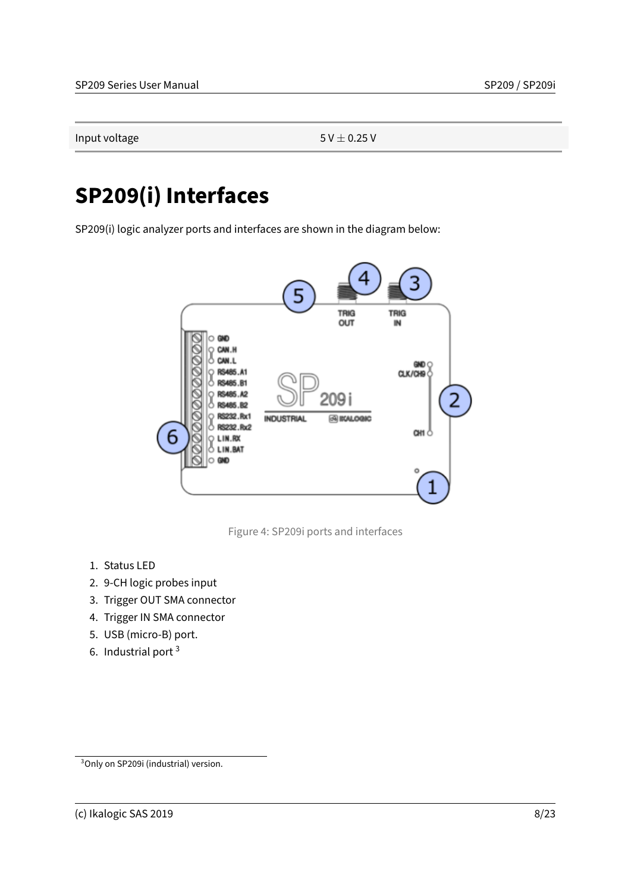| Input voltage | 5 V ± 0.25 V |
|---|---|

# SP209(i) Interfaces

SP209(i) logic analyzer ports and interfaces are shown in the diagram below:

Figure 4: SP209i ports and interfaces

1. Status LED
2. 9-CH logic probes input
3. Trigger OUT SMA connector
4. Trigger IN SMA connector
5. USB (micro-B) port.
6. Industrial port [3]

[3] Only on SP209i (industrial) version.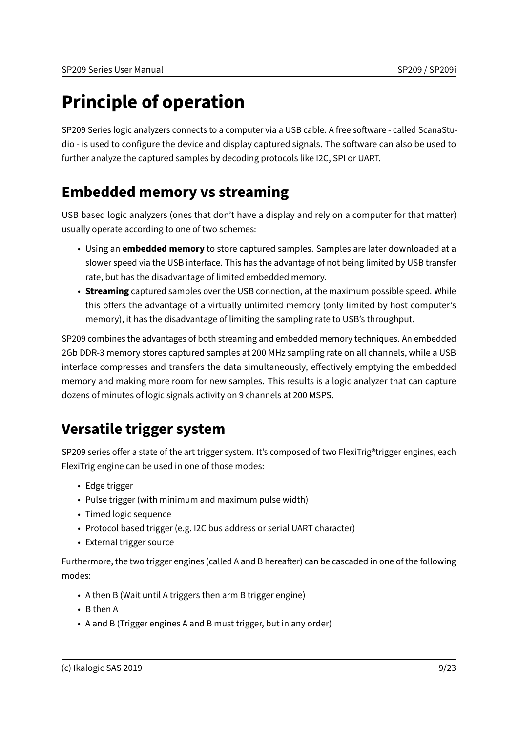# Principle of operation

SP209 Series logic analyzers connects to a computer via a USB cable. A free software - called ScanaStudio - is used to configure the device and display captured signals. The software can also be used to further analyze the captured samples by decoding protocols like I2C, SPI or UART.

## Embedded memory vs streaming

USB based logic analyzers (ones that don't have a display and rely on a computer for that matter) usually operate according to one of two schemes:

- Using an **embedded memory** to store captured samples. Samples are later downloaded at a slower speed via the USB interface. This has the advantage of not being limited by USB transfer rate, but has the disadvantage of limited embedded memory.
- **Streaming** captured samples over the USB connection, at the maximum possible speed. While this offers the advantage of a virtually unlimited memory (only limited by host computer's memory), it has the disadvantage of limiting the sampling rate to USB's throughput.

SP209 combines the advantages of both streaming and embedded memory techniques. An embedded 2Gb DDR-3 memory stores captured samples at 200 MHz sampling rate on all channels, while a USB interface compresses and transfers the data simultaneously, effectively emptying the embedded memory and making more room for new samples. This results is a logic analyzer that can capture dozens of minutes of logic signals activity on 9 channels at 200 MSPS.

## Versatile trigger system

SP209 series offer a state of the art trigger system. It's composed of two FlexiTrig®trigger engines, each FlexiTrig engine can be used in one of those modes:

- Edge trigger
- Pulse trigger (with minimum and maximum pulse width)
- Timed logic sequence
- Protocol based trigger (e.g. I2C bus address or serial UART character)
- External trigger source

Furthermore, the two trigger engines (called A and B hereafter) can be cascaded in one of the following modes:

- A then B (Wait until A triggers then arm B trigger engine)
- B then A
- A and B (Trigger engines A and B must trigger, but in any order)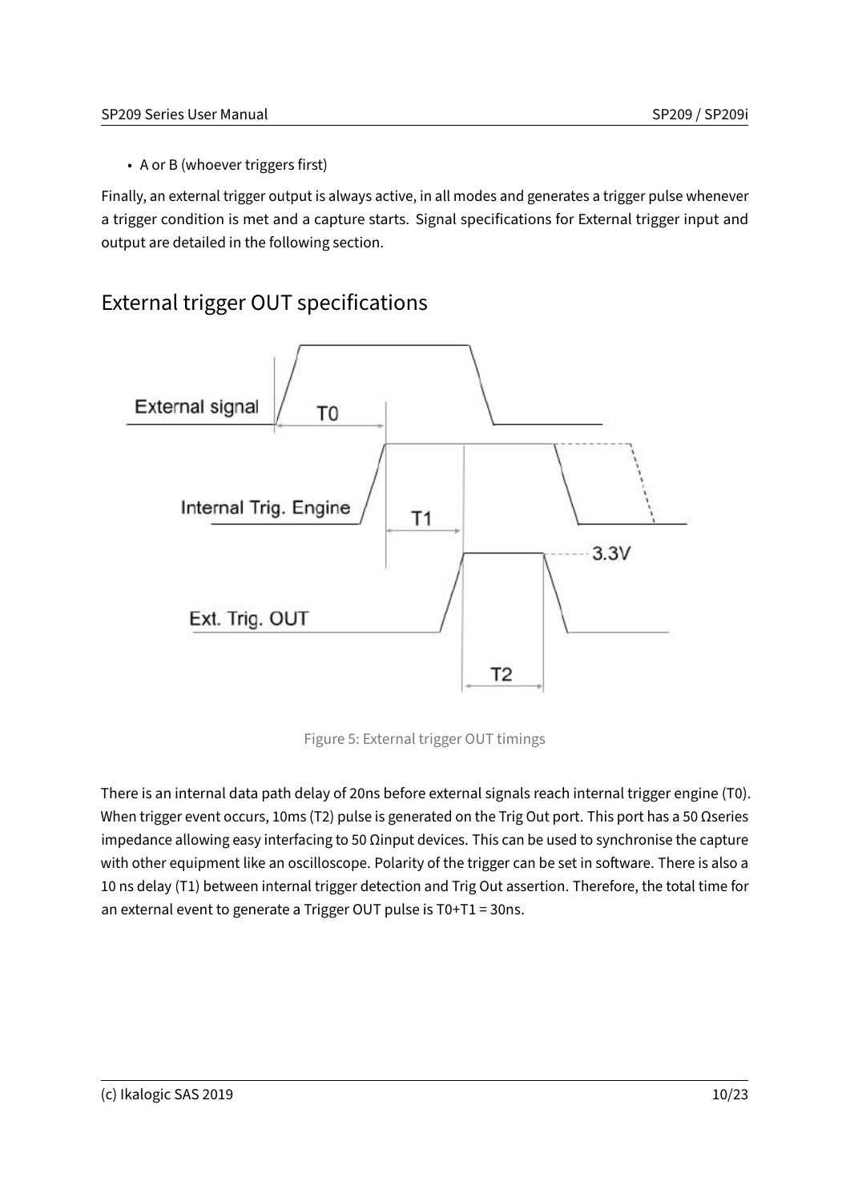- A or B (whoever triggers first)

Finally, an external trigger output is always active, in all modes and generates a trigger pulse whenever a trigger condition is met and a capture starts. Signal specifications for External trigger input and output are detailed in the following section.

## External trigger OUT specifications

Figure 5: External trigger OUT timings

There is an internal data path delay of 20ns before external signals reach internal trigger engine (T0). When trigger event occurs, 10ms (T2) pulse is generated on the Trig Out port. This port has a 50 Ωseries impedance allowing easy interfacing to 50 Ωinput devices. This can be used to synchronise the capture with other equipment like an oscilloscope. Polarity of the trigger can be set in software. There is also a 10 ns delay (T1) between internal trigger detection and Trig Out assertion. Therefore, the total time for an external event to generate a Trigger OUT pulse is T0+T1 = 30ns.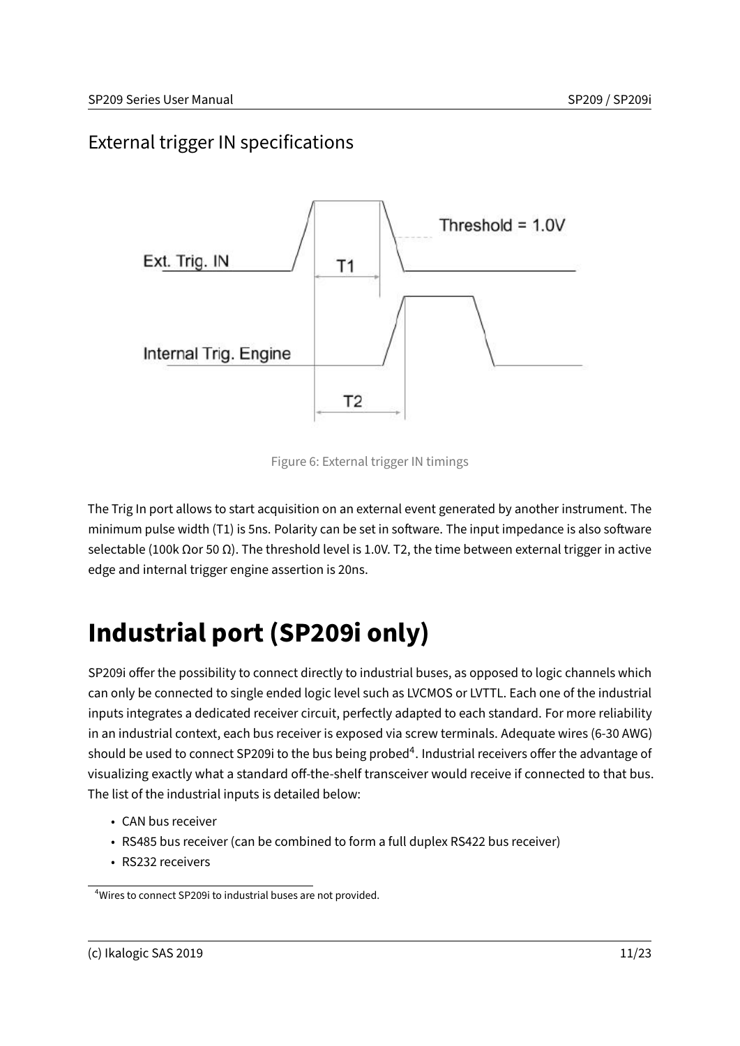## External trigger IN specifications

Figure 6: External trigger IN timings

The Trig In port allows to start acquisition on an external event generated by another instrument. The minimum pulse width (T1) is 5ns. Polarity can be set in software. The input impedance is also software selectable (100k Ωor 50 Ω). The threshold level is 1.0V. T2, the time between external trigger in active edge and internal trigger engine assertion is 20ns.

# Industrial port (SP209i only)

SP209i offer the possibility to connect directly to industrial buses, as opposed to logic channels which can only be connected to single ended logic level such as LVCMOS or LVTTL. Each one of the industrial inputs integrates a dedicated receiver circuit, perfectly adapted to each standard. For more reliability in an industrial context, each bus receiver is exposed via screw terminals. Adequate wires (6-30 AWG) should be used to connect SP209i to the bus being probed[4]. Industrial receivers offer the advantage of visualizing exactly what a standard off-the-shelf transceiver would receive if connected to that bus. The list of the industrial inputs is detailed below:

- CAN bus receiver
- RS485 bus receiver (can be combined to form a full duplex RS422 bus receiver)
- RS232 receivers

[4] Wires to connect SP209i to industrial buses are not provided.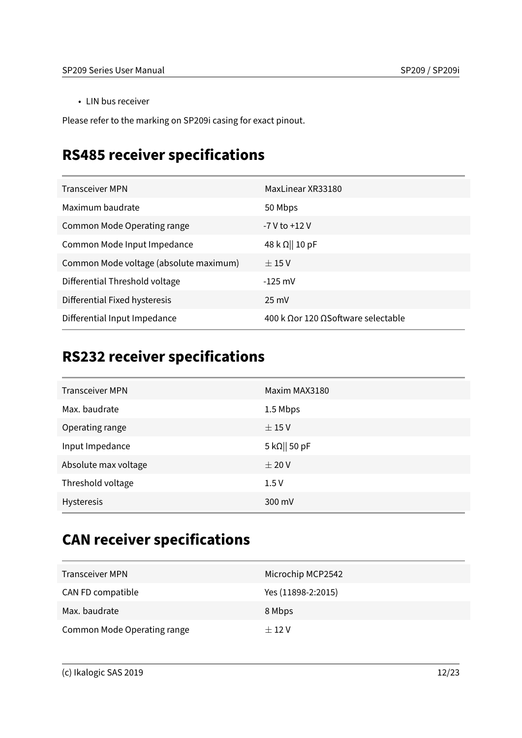- LIN bus receiver

Please refer to the marking on SP209i casing for exact pinout.

## RS485 receiver specifications

| | |
|---|---|
| Transceiver MPN | MaxLinear XR33180 |
| Maximum baudrate | 50 Mbps |
| Common Mode Operating range | -7 V to +12 V |
| Common Mode Input Impedance | 48 k Ω‖ 10 pF |
| Common Mode voltage (absolute maximum) | $\pm$ 15 V |
| Differential Threshold voltage | -125 mV |
| Differential Fixed hysteresis | 25 mV |
| Differential Input Impedance | 400 k Ωor 120 ΩSoftware selectable |

## RS232 receiver specifications

| | |
|---|---|
| Transceiver MPN | Maxim MAX3180 |
| Max. baudrate | 1.5 Mbps |
| Operating range | $\pm$ 15 V |
| Input Impedance | 5 kΩ‖ 50 pF |
| Absolute max voltage | $\pm$ 20 V |
| Threshold voltage | 1.5 V |
| Hysteresis | 300 mV |

## CAN receiver specifications

| | |
|---|---|
| Transceiver MPN | Microchip MCP2542 |
| CAN FD compatible | Yes (11898-2:2015) |
| Max. baudrate | 8 Mbps |
| Common Mode Operating range | $\pm$ 12 V |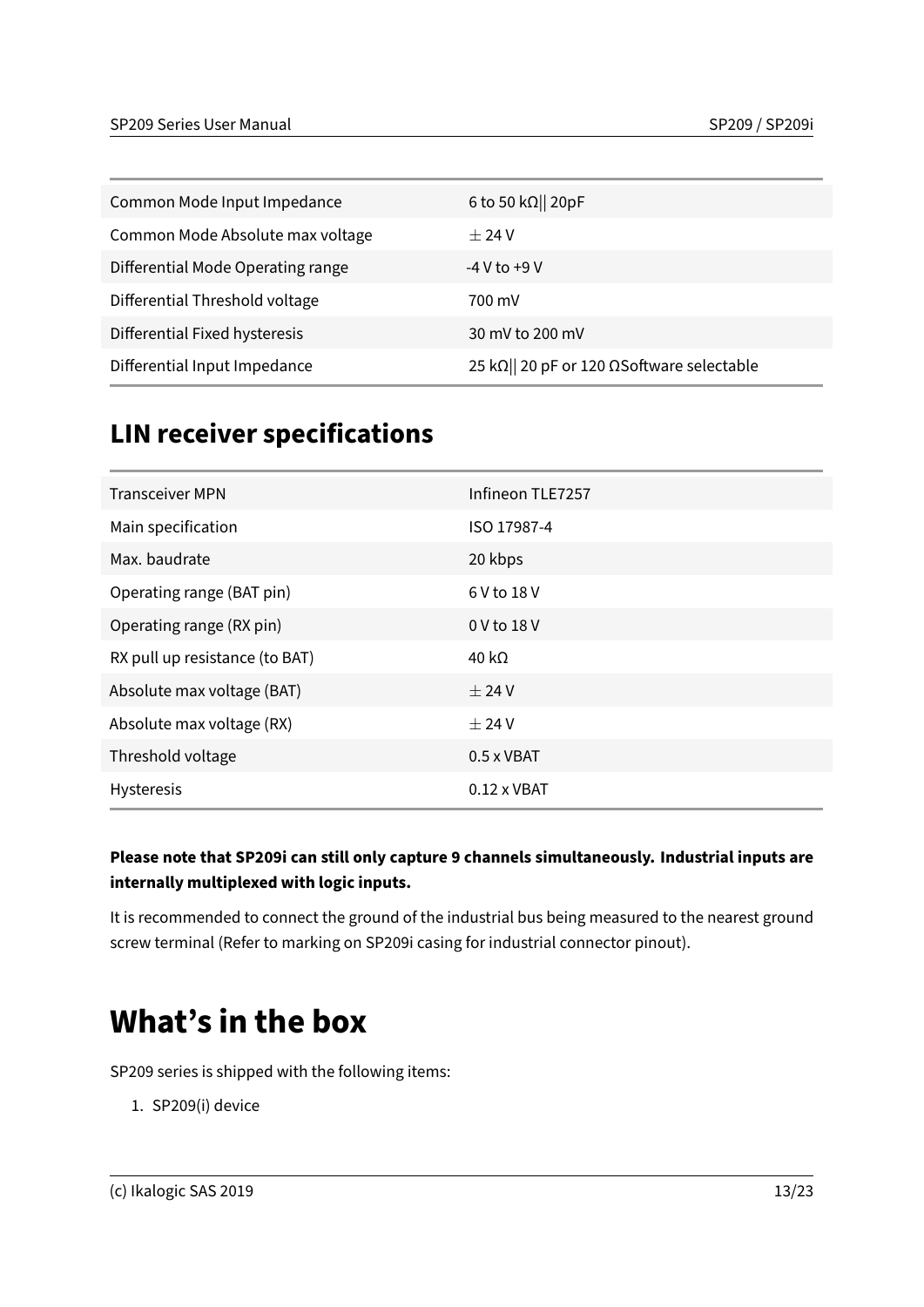| | |
|---|---|
| Common Mode Input Impedance | 6 to 50 kΩ\|\| 20pF |
| Common Mode Absolute max voltage | ± 24 V |
| Differential Mode Operating range | -4 V to +9 V |
| Differential Threshold voltage | 700 mV |
| Differential Fixed hysteresis | 30 mV to 200 mV |
| Differential Input Impedance | 25 kΩ\|\| 20 pF or 120 ΩSoftware selectable |

## LIN receiver specifications

| | |
|---|---|
| Transceiver MPN | Infineon TLE7257 |
| Main specification | ISO 17987-4 |
| Max. baudrate | 20 kbps |
| Operating range (BAT pin) | 6 V to 18 V |
| Operating range (RX pin) | 0 V to 18 V |
| RX pull up resistance (to BAT) | 40 kΩ |
| Absolute max voltage (BAT) | ± 24 V |
| Absolute max voltage (RX) | ± 24 V |
| Threshold voltage | 0.5 x VBAT |
| Hysteresis | 0.12 x VBAT |

**Please note that SP209i can still only capture 9 channels simultaneously. Industrial inputs are internally multiplexed with logic inputs.**

It is recommended to connect the ground of the industrial bus being measured to the nearest ground screw terminal (Refer to marking on SP209i casing for industrial connector pinout).

# What's in the box

SP209 series is shipped with the following items:

1. SP209(i) device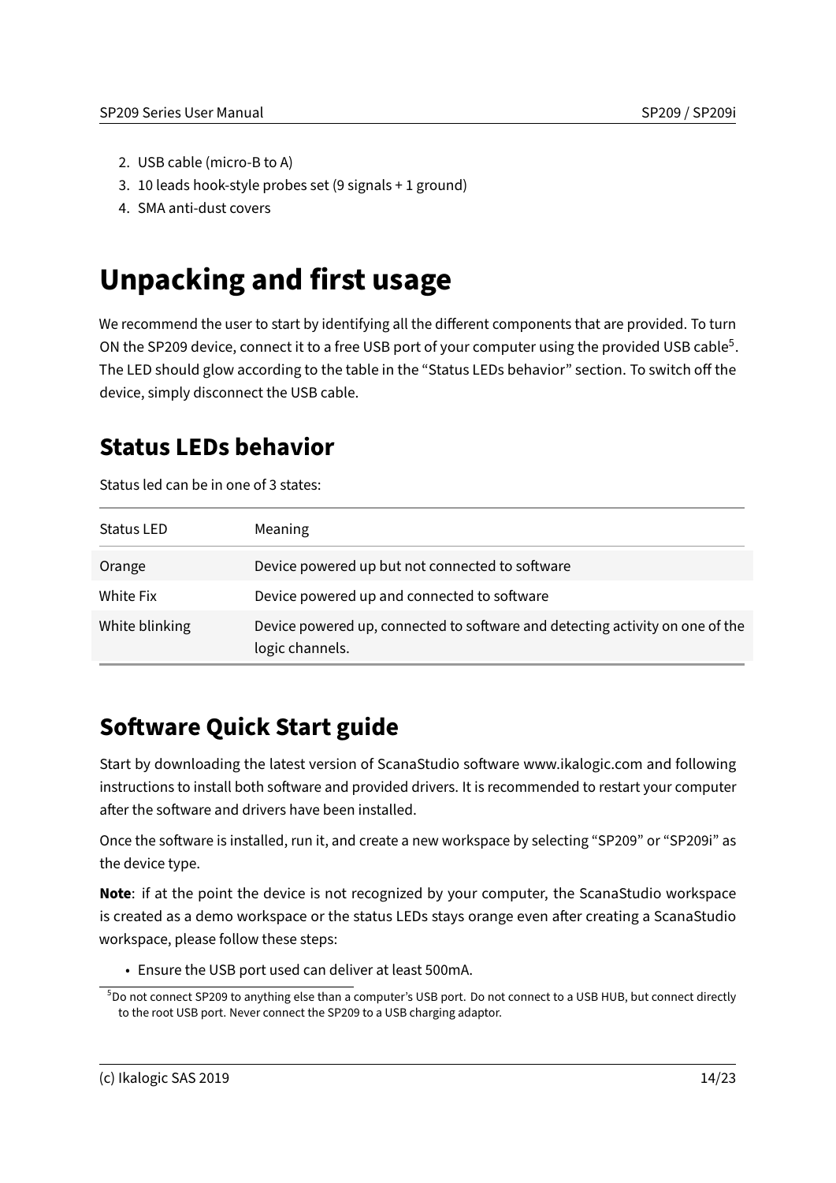2. USB cable (micro-B to A)
3. 10 leads hook-style probes set (9 signals + 1 ground)
4. SMA anti-dust covers

# Unpacking and first usage

We recommend the user to start by identifying all the different components that are provided. To turn ON the SP209 device, connect it to a free USB port of your computer using the provided USB cable[5]. The LED should glow according to the table in the "Status LEDs behavior" section. To switch off the device, simply disconnect the USB cable.

## Status LEDs behavior

Status led can be in one of 3 states:

| Status LED | Meaning |
|---|---|
| Orange | Device powered up but not connected to software |
| White Fix | Device powered up and connected to software |
| White blinking | Device powered up, connected to software and detecting activity on one of the logic channels. |

## Software Quick Start guide

Start by downloading the latest version of ScanaStudio software www.ikalogic.com and following instructions to install both software and provided drivers. It is recommended to restart your computer after the software and drivers have been installed.

Once the software is installed, run it, and create a new workspace by selecting "SP209" or "SP209i" as the device type.

**Note**: if at the point the device is not recognized by your computer, the ScanaStudio workspace is created as a demo workspace or the status LEDs stays orange even after creating a ScanaStudio workspace, please follow these steps:

- Ensure the USB port used can deliver at least 500mA.

[5] Do not connect SP209 to anything else than a computer's USB port. Do not connect to a USB HUB, but connect directly to the root USB port. Never connect the SP209 to a USB charging adaptor.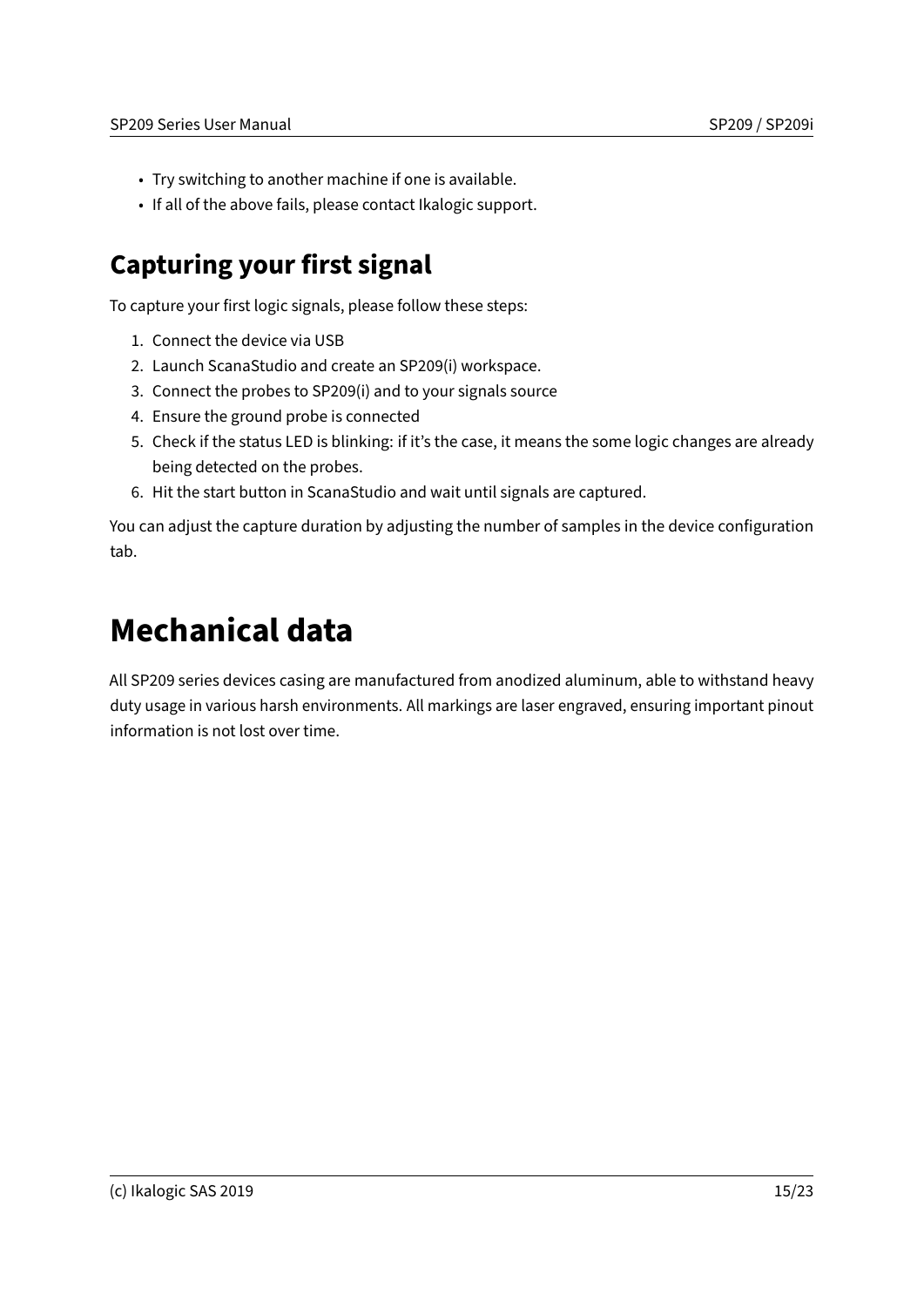- Try switching to another machine if one is available.
- If all of the above fails, please contact Ikalogic support.

## Capturing your first signal

To capture your first logic signals, please follow these steps:

1. Connect the device via USB
2. Launch ScanaStudio and create an SP209(i) workspace.
3. Connect the probes to SP209(i) and to your signals source
4. Ensure the ground probe is connected
5. Check if the status LED is blinking: if it's the case, it means the some logic changes are already being detected on the probes.
6. Hit the start button in ScanaStudio and wait until signals are captured.

You can adjust the capture duration by adjusting the number of samples in the device configuration tab.

# Mechanical data

All SP209 series devices casing are manufactured from anodized aluminum, able to withstand heavy duty usage in various harsh environments. All markings are laser engraved, ensuring important pinout information is not lost over time.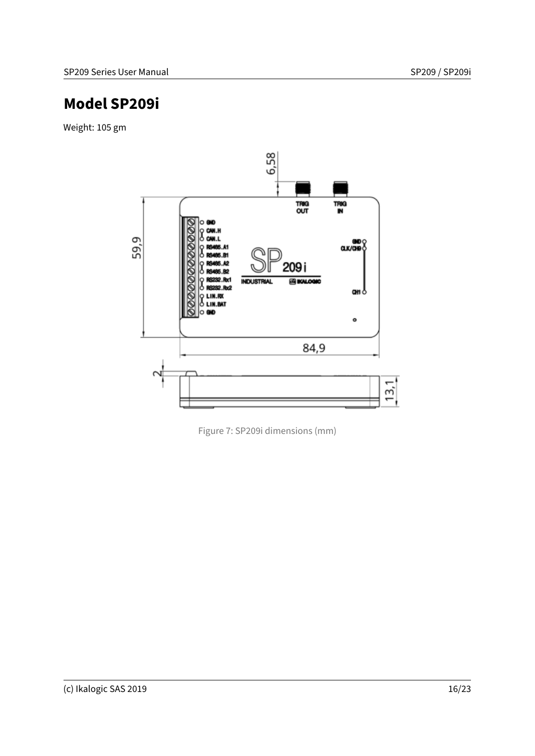# Model SP209i

Weight: 105 gm

Figure 7: SP209i dimensions (mm)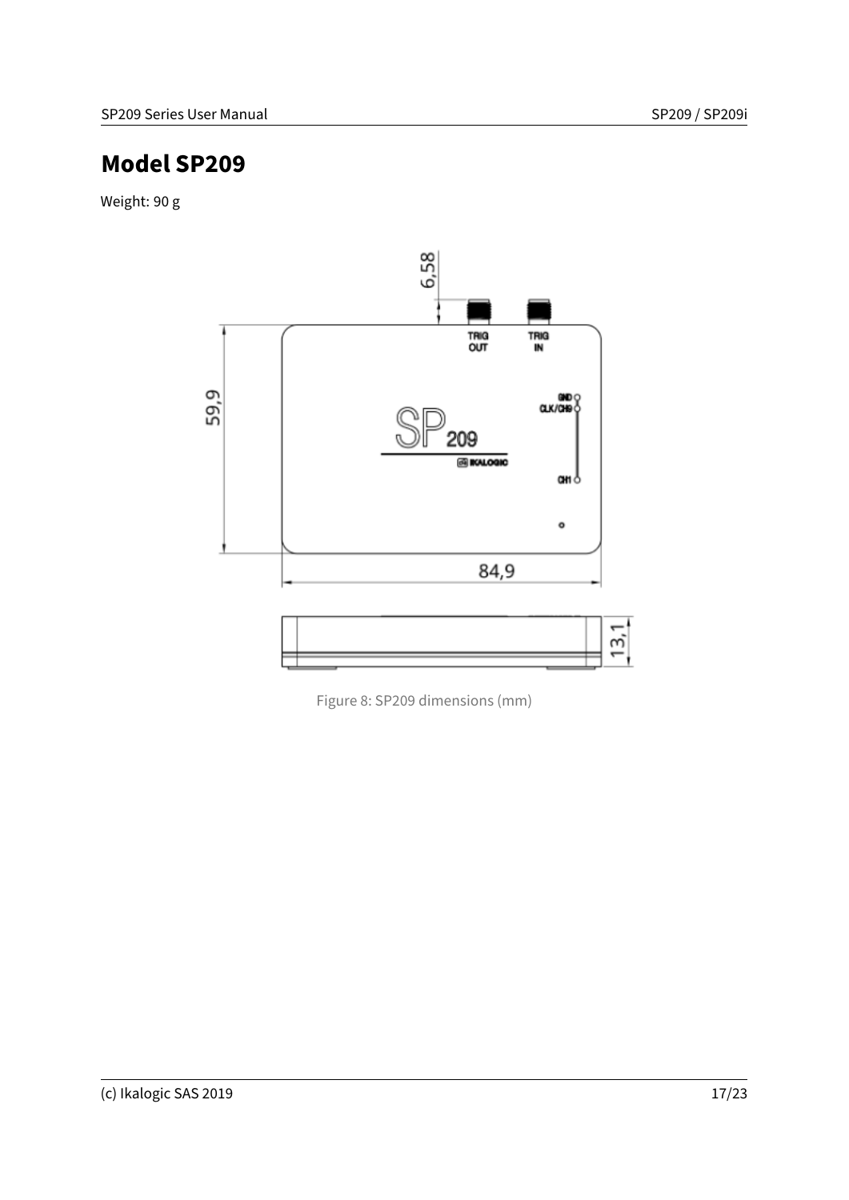# Model SP209

Weight: 90 g

Figure 8: SP209 dimensions (mm)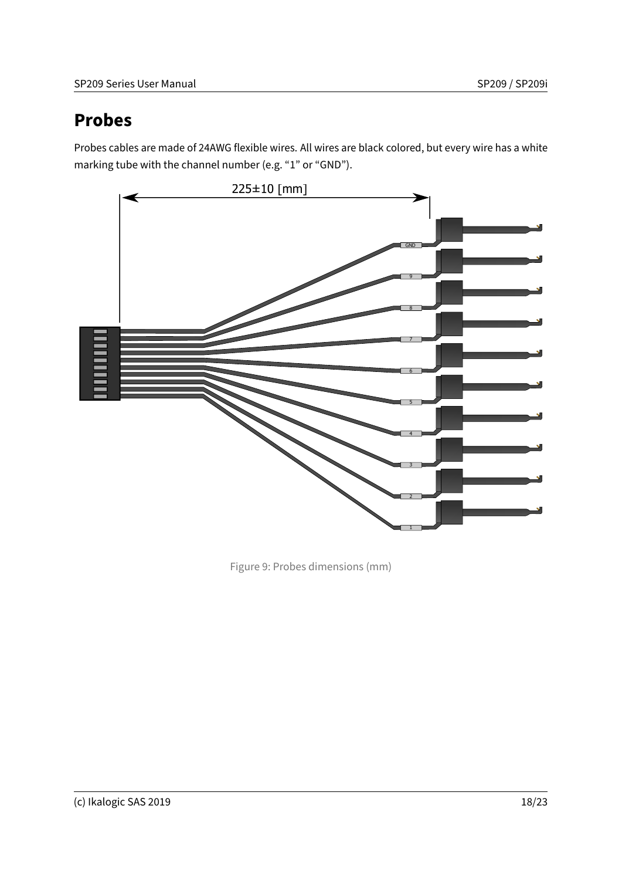# Probes

Probes cables are made of 24AWG flexible wires. All wires are black colored, but every wire has a white marking tube with the channel number (e.g. “1” or “GND”).

Figure 9: Probes dimensions (mm)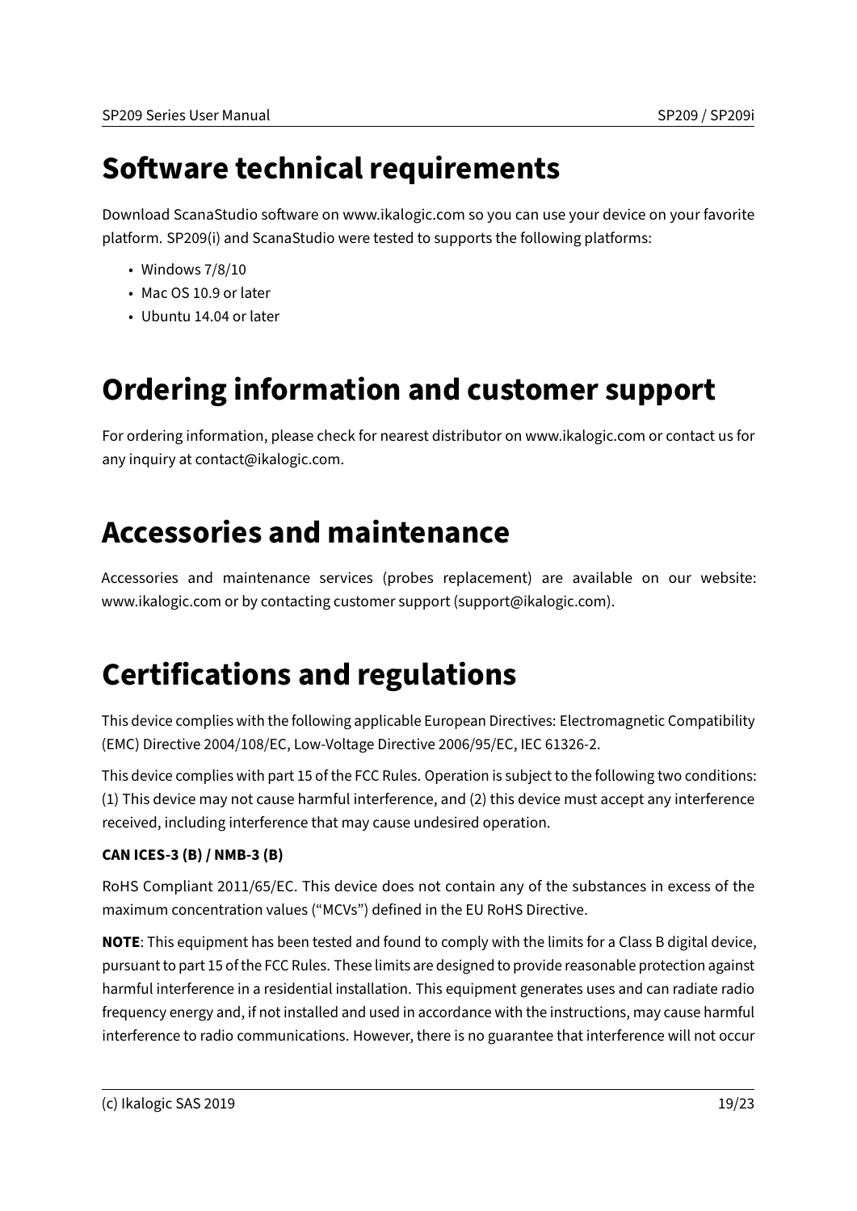# Software technical requirements

Download ScanaStudio software on www.ikalogic.com so you can use your device on your favorite platform. SP209(i) and ScanaStudio were tested to supports the following platforms:

- Windows 7/8/10
- Mac OS 10.9 or later
- Ubuntu 14.04 or later

# Ordering information and customer support

For ordering information, please check for nearest distributor on www.ikalogic.com or contact us for any inquiry at contact@ikalogic.com.

# Accessories and maintenance

Accessories and maintenance services (probes replacement) are available on our website: www.ikalogic.com or by contacting customer support (support@ikalogic.com).

# Certifications and regulations

This device complies with the following applicable European Directives: Electromagnetic Compatibility (EMC) Directive 2004/108/EC, Low-Voltage Directive 2006/95/EC, IEC 61326-2.

This device complies with part 15 of the FCC Rules. Operation is subject to the following two conditions: (1) This device may not cause harmful interference, and (2) this device must accept any interference received, including interference that may cause undesired operation.

**CAN ICES-3 (B) / NMB-3 (B)**

RoHS Compliant 2011/65/EC. This device does not contain any of the substances in excess of the maximum concentration values ("MCVs") defined in the EU RoHS Directive.

**NOTE**: This equipment has been tested and found to comply with the limits for a Class B digital device, pursuant to part 15 of the FCC Rules. These limits are designed to provide reasonable protection against harmful interference in a residential installation. This equipment generates uses and can radiate radio frequency energy and, if not installed and used in accordance with the instructions, may cause harmful interference to radio communications. However, there is no guarantee that interference will not occur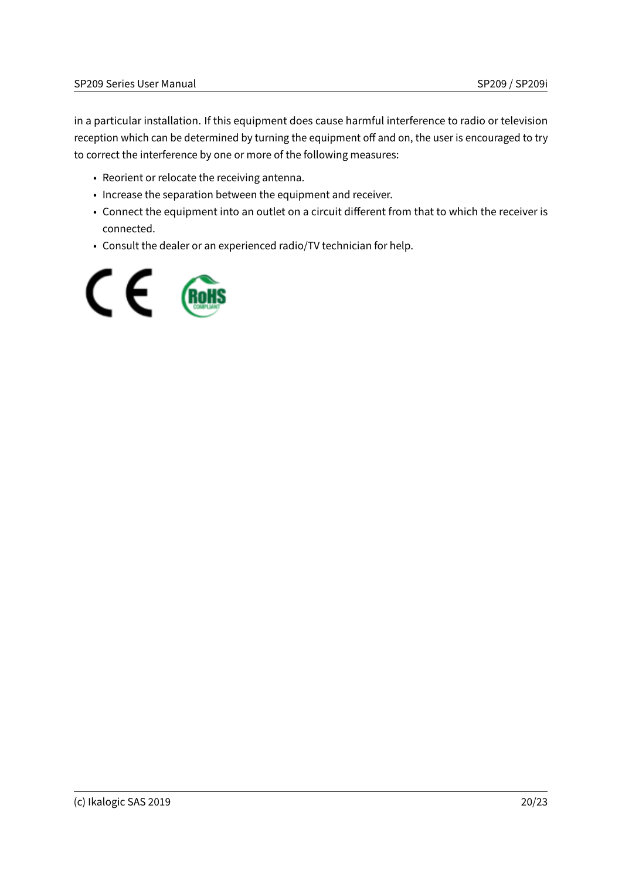in a particular installation. If this equipment does cause harmful interference to radio or television reception which can be determined by turning the equipment off and on, the user is encouraged to try to correct the interference by one or more of the following measures:

- Reorient or relocate the receiving antenna.
- Increase the separation between the equipment and receiver.
- Connect the equipment into an outlet on a circuit different from that to which the receiver is connected.
- Consult the dealer or an experienced radio/TV technician for help.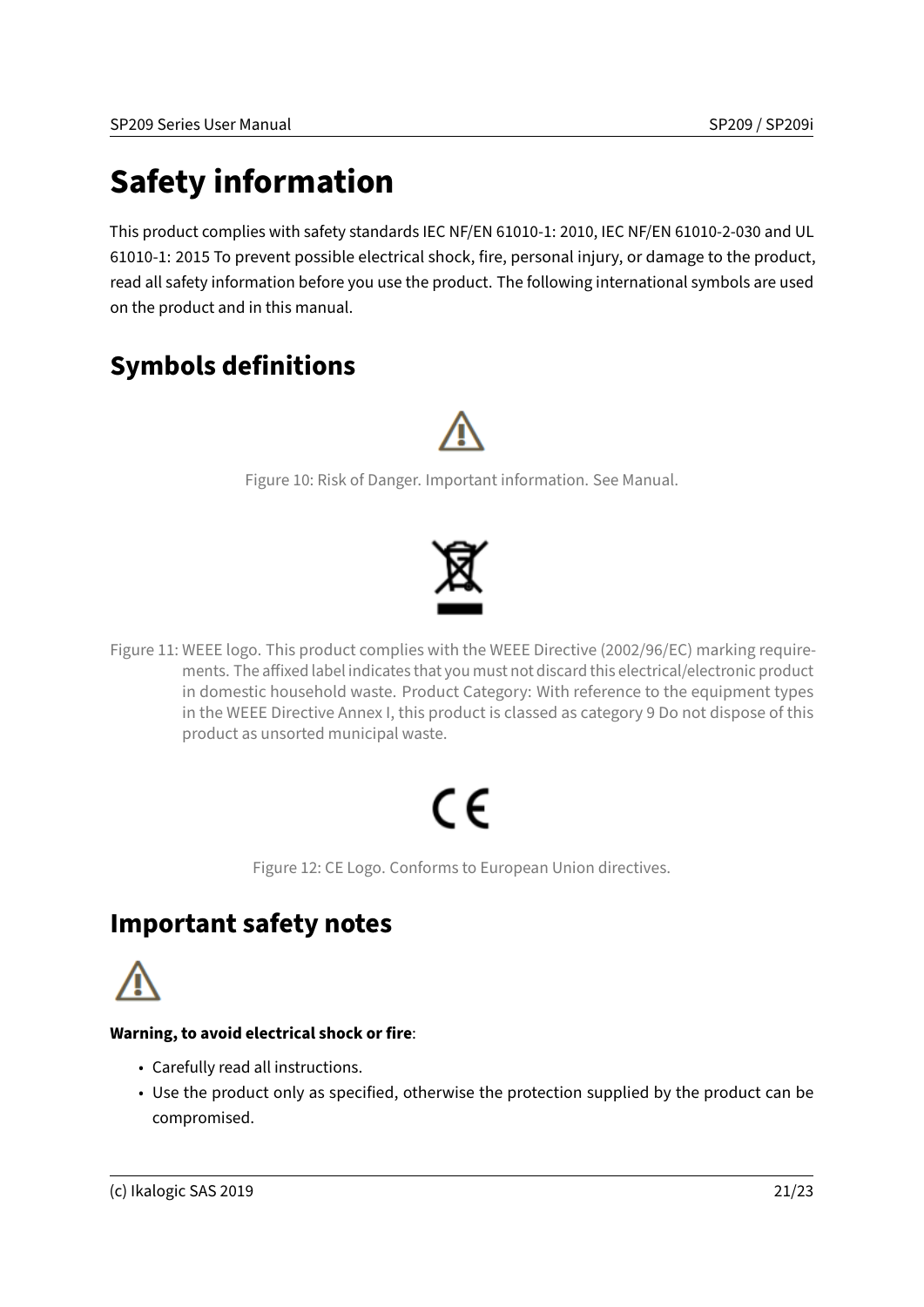# Safety information

This product complies with safety standards IEC NF/EN 61010-1: 2010, IEC NF/EN 61010-2-030 and UL 61010-1: 2015 To prevent possible electrical shock, fire, personal injury, or damage to the product, read all safety information before you use the product. The following international symbols are used on the product and in this manual.

## Symbols definitions

Figure 10: Risk of Danger. Important information. See Manual.

Figure 11: WEEE logo. This product complies with the WEEE Directive (2002/96/EC) marking requirements. The affixed label indicates that you must not discard this electrical/electronic product in domestic household waste. Product Category: With reference to the equipment types in the WEEE Directive Annex I, this product is classed as category 9 Do not dispose of this product as unsorted municipal waste.

Figure 12: CE Logo. Conforms to European Union directives.

## Important safety notes

**Warning, to avoid electrical shock or fire**:

- Carefully read all instructions.
- Use the product only as specified, otherwise the protection supplied by the product can be compromised.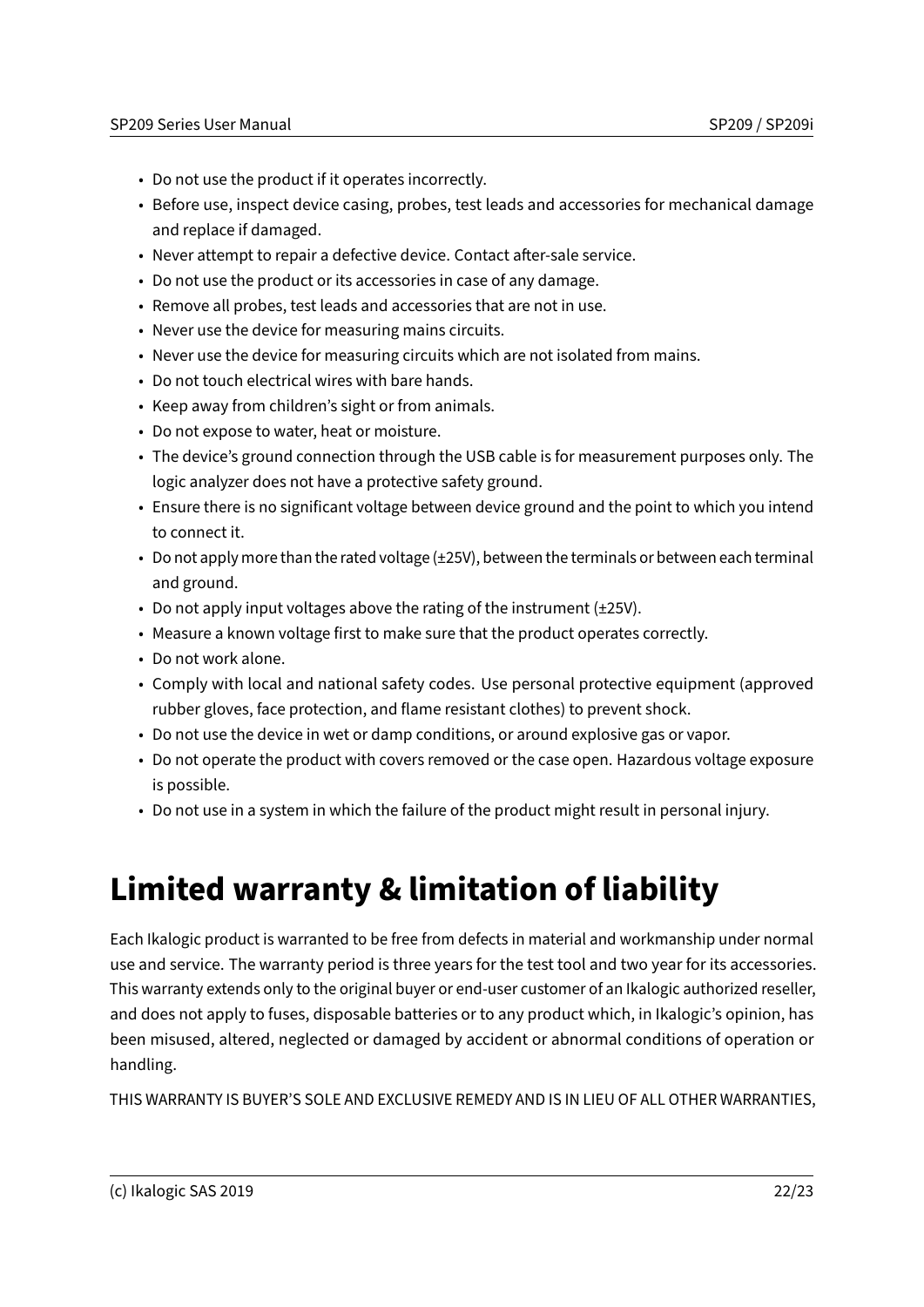- Do not use the product if it operates incorrectly.
- Before use, inspect device casing, probes, test leads and accessories for mechanical damage and replace if damaged.
- Never attempt to repair a defective device. Contact after-sale service.
- Do not use the product or its accessories in case of any damage.
- Remove all probes, test leads and accessories that are not in use.
- Never use the device for measuring mains circuits.
- Never use the device for measuring circuits which are not isolated from mains.
- Do not touch electrical wires with bare hands.
- Keep away from children's sight or from animals.
- Do not expose to water, heat or moisture.
- The device's ground connection through the USB cable is for measurement purposes only. The logic analyzer does not have a protective safety ground.
- Ensure there is no significant voltage between device ground and the point to which you intend to connect it.
- Do not apply more than the rated voltage (±25V), between the terminals or between each terminal and ground.
- Do not apply input voltages above the rating of the instrument (±25V).
- Measure a known voltage first to make sure that the product operates correctly.
- Do not work alone.
- Comply with local and national safety codes. Use personal protective equipment (approved rubber gloves, face protection, and flame resistant clothes) to prevent shock.
- Do not use the device in wet or damp conditions, or around explosive gas or vapor.
- Do not operate the product with covers removed or the case open. Hazardous voltage exposure is possible.
- Do not use in a system in which the failure of the product might result in personal injury.

# Limited warranty & limitation of liability

Each Ikalogic product is warranted to be free from defects in material and workmanship under normal use and service. The warranty period is three years for the test tool and two year for its accessories. This warranty extends only to the original buyer or end-user customer of an Ikalogic authorized reseller, and does not apply to fuses, disposable batteries or to any product which, in Ikalogic's opinion, has been misused, altered, neglected or damaged by accident or abnormal conditions of operation or handling.

THIS WARRANTY IS BUYER'S SOLE AND EXCLUSIVE REMEDY AND IS IN LIEU OF ALL OTHER WARRANTIES,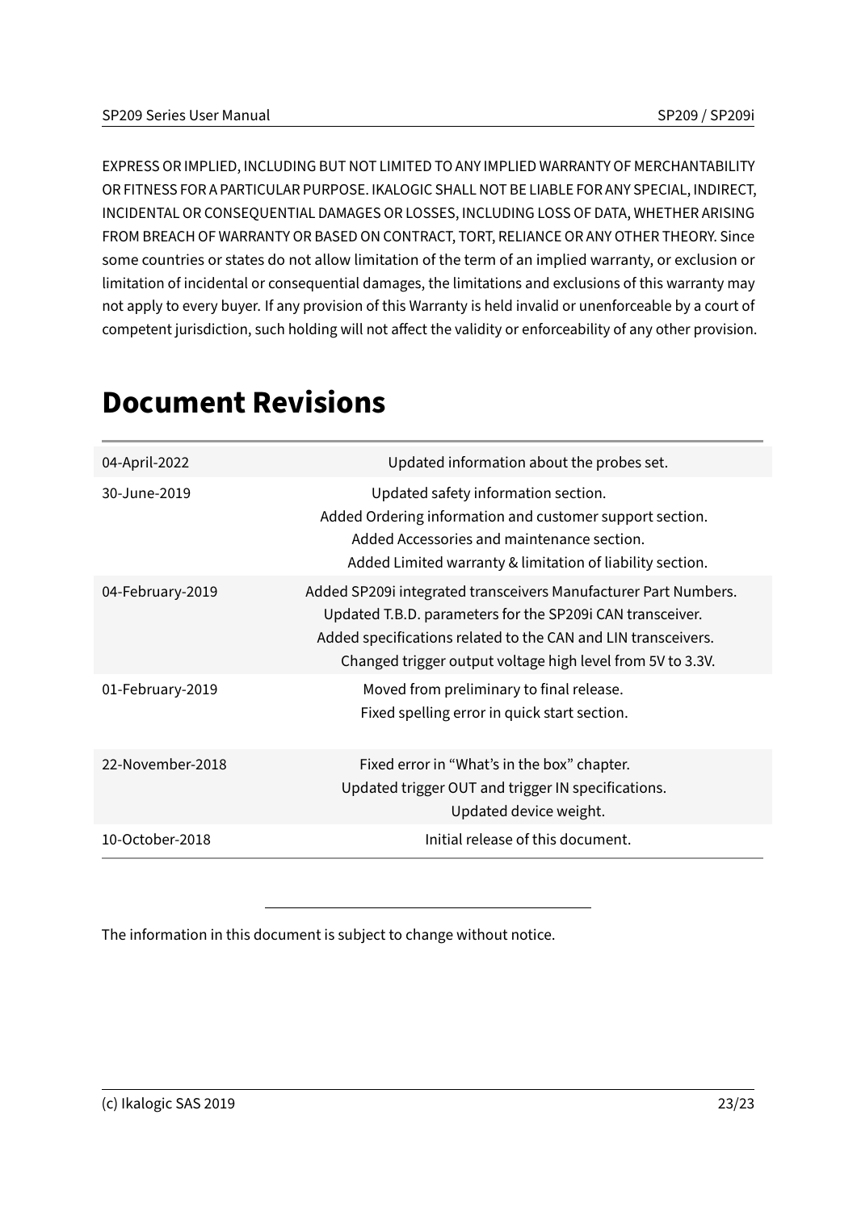EXPRESS OR IMPLIED, INCLUDING BUT NOT LIMITED TO ANY IMPLIED WARRANTY OF MERCHANTABILITY OR FITNESS FOR A PARTICULAR PURPOSE. IKALOGIC SHALL NOT BE LIABLE FOR ANY SPECIAL, INDIRECT, INCIDENTAL OR CONSEQUENTIAL DAMAGES OR LOSSES, INCLUDING LOSS OF DATA, WHETHER ARISING FROM BREACH OF WARRANTY OR BASED ON CONTRACT, TORT, RELIANCE OR ANY OTHER THEORY. Since some countries or states do not allow limitation of the term of an implied warranty, or exclusion or limitation of incidental or consequential damages, the limitations and exclusions of this warranty may not apply to every buyer. If any provision of this Warranty is held invalid or unenforceable by a court of competent jurisdiction, such holding will not affect the validity or enforceability of any other provision.

# Document Revisions

| | |
|---|---|
| 04-April-2022 | Updated information about the probes set. |
| 30-June-2019 | Updated safety information section.<br>Added Ordering information and customer support section.<br>Added Accessories and maintenance section.<br>Added Limited warranty & limitation of liability section. |
| 04-February-2019 | Added SP209i integrated transceivers Manufacturer Part Numbers.<br>Updated T.B.D. parameters for the SP209i CAN transceiver.<br>Added specifications related to the CAN and LIN transceivers.<br>Changed trigger output voltage high level from 5V to 3.3V. |
| 01-February-2019 | Moved from preliminary to final release.<br>Fixed spelling error in quick start section. |
| 22-November-2018 | Fixed error in “What’s in the box” chapter.<br>Updated trigger OUT and trigger IN specifications.<br>Updated device weight. |
| 10-October-2018 | Initial release of this document. |

---

The information in this document is subject to change without notice.